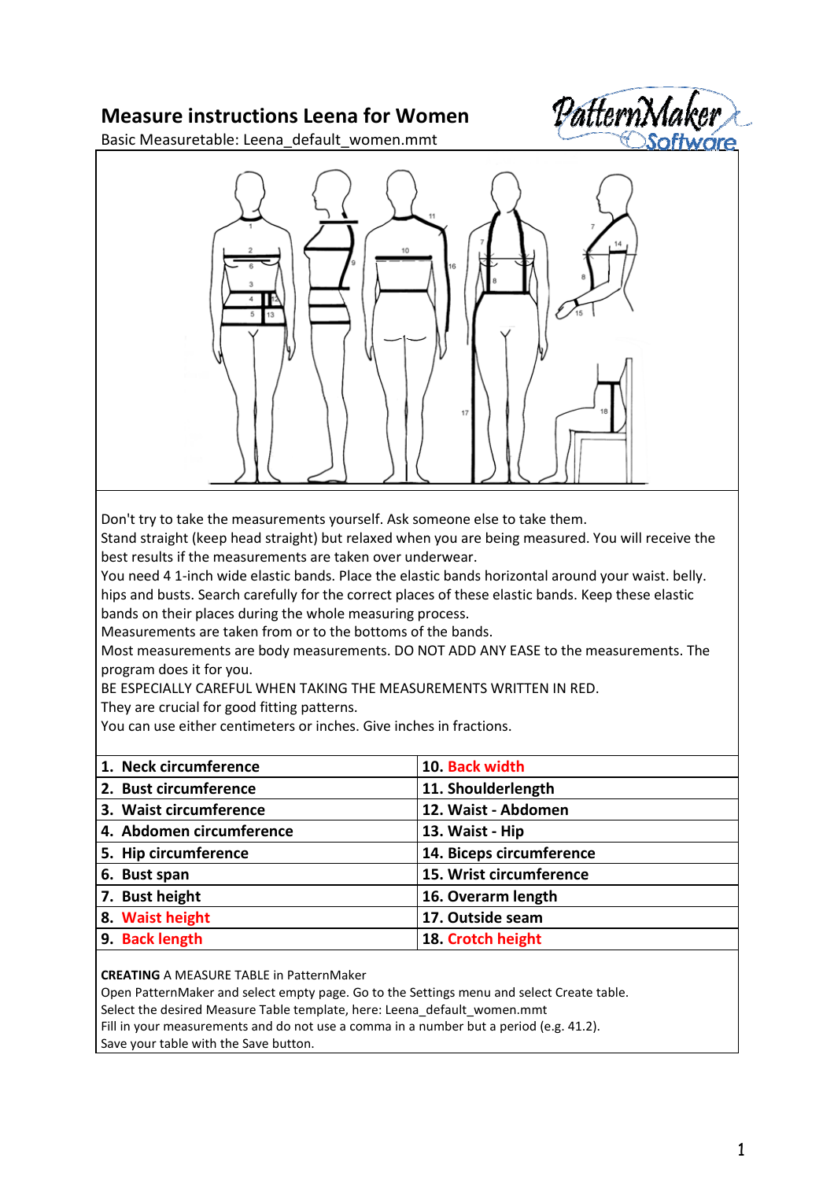# Measure instructions Leena for Women

Basic Measuretable: Leena_default_women.mmt

PatternMaker Software

Don't try to take the measurements yourself. Ask someone else to take them.
Stand straight (keep head straight) but relaxed when you are being measured. You will receive the best results if the measurements are taken over underwear.
You need 4 1-inch wide elastic bands. Place the elastic bands horizontal around your waist. belly. hips and busts. Search carefully for the correct places of these elastic bands. Keep these elastic bands on their places during the whole measuring process.
Measurements are taken from or to the bottoms of the bands.
Most measurements are body measurements. DO NOT ADD ANY EASE to the measurements. The program does it for you.
BE ESPECIALLY CAREFUL WHEN TAKING THE MEASUREMENTS WRITTEN IN RED.
They are crucial for good fitting patterns.
You can use either centimeters or inches. Give inches in fractions.

| | |
|---|---|
| **1. Neck circumference** | **10. Back width** |
| **2. Bust circumference** | **11. Shoulderlength** |
| **3. Waist circumference** | **12. Waist - Abdomen** |
| **4. Abdomen circumference** | **13. Waist - Hip** |
| **5. Hip circumference** | **14. Biceps circumference** |
| **6. Bust span** | **15. Wrist circumference** |
| **7. Bust height** | **16. Overarm length** |
| **8. Waist height** | **17. Outside seam** |
| **9. Back length** | **18. Crotch height** |

**CREATING** A MEASURE TABLE in PatternMaker
Open PatternMaker and select empty page. Go to the Settings menu and select Create table.
Select the desired Measure Table template, here: Leena_default_women.mmt
Fill in your measurements and do not use a comma in a number but a period (e.g. 41.2).
Save your table with the Save button.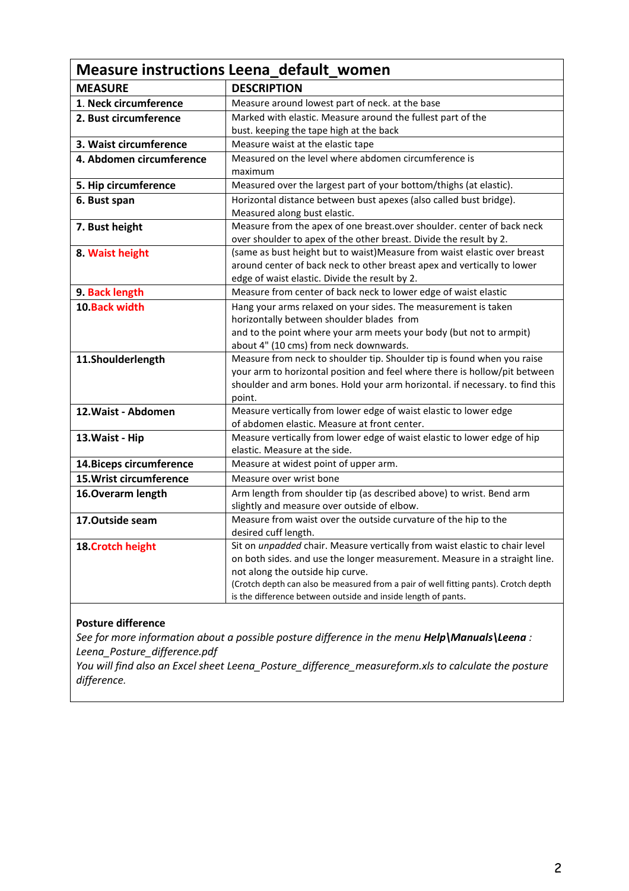# Measure instructions Leena_default_women

| MEASURE | DESCRIPTION |
|---|---|
| **1. Neck circumference** | Measure around lowest part of neck. at the base |
| **2. Bust circumference** | Marked with elastic. Measure around the fullest part of the bust. keeping the tape high at the back |
| **3. Waist circumference** | Measure waist at the elastic tape |
| **4. Abdomen circumference** | Measured on the level where abdomen circumference is maximum |
| **5. Hip circumference** | Measured over the largest part of your bottom/thighs (at elastic). |
| **6. Bust span** | Horizontal distance between bust apexes (also called bust bridge). Measured along bust elastic. |
| **7. Bust height** | Measure from the apex of one breast.over shoulder. center of back neck over shoulder to apex of the other breast. Divide the result by 2. |
| **8. Waist height** | (same as bust height but to waist)Measure from waist elastic over breast around center of back neck to other breast apex and vertically to lower edge of waist elastic. Divide the result by 2. |
| **9. Back length** | Measure from center of back neck to lower edge of waist elastic |
| **10.Back width** | Hang your arms relaxed on your sides. The measurement is taken horizontally between shoulder blades from and to the point where your arm meets your body (but not to armpit) about 4" (10 cms) from neck downwards. |
| **11.Shoulderlength** | Measure from neck to shoulder tip. Shoulder tip is found when you raise your arm to horizontal position and feel where there is hollow/pit between shoulder and arm bones. Hold your arm horizontal. if necessary. to find this point. |
| **12.Waist - Abdomen** | Measure vertically from lower edge of waist elastic to lower edge of abdomen elastic. Measure at front center. |
| **13.Waist - Hip** | Measure vertically from lower edge of waist elastic to lower edge of hip elastic. Measure at the side. |
| **14.Biceps circumference** | Measure at widest point of upper arm. |
| **15.Wrist circumference** | Measure over wrist bone |
| **16.Overarm length** | Arm length from shoulder tip (as described above) to wrist. Bend arm slightly and measure over outside of elbow. |
| **17.Outside seam** | Measure from waist over the outside curvature of the hip to the desired cuff length. |
| **18.Crotch height** | Sit on *unpadded* chair. Measure vertically from waist elastic to chair level on both sides. and use the longer measurement. Measure in a straight line. not along the outside hip curve. (Crotch depth can also be measured from a pair of well fitting pants). Crotch depth is the difference between outside and inside length of pants. |

**Posture difference**

*See for more information about a possible posture difference in the menu* ***Help\Manuals\Leena*** *: Leena_Posture_difference.pdf*

*You will find also an Excel sheet Leena_Posture_difference_measureform.xls to calculate the posture difference.*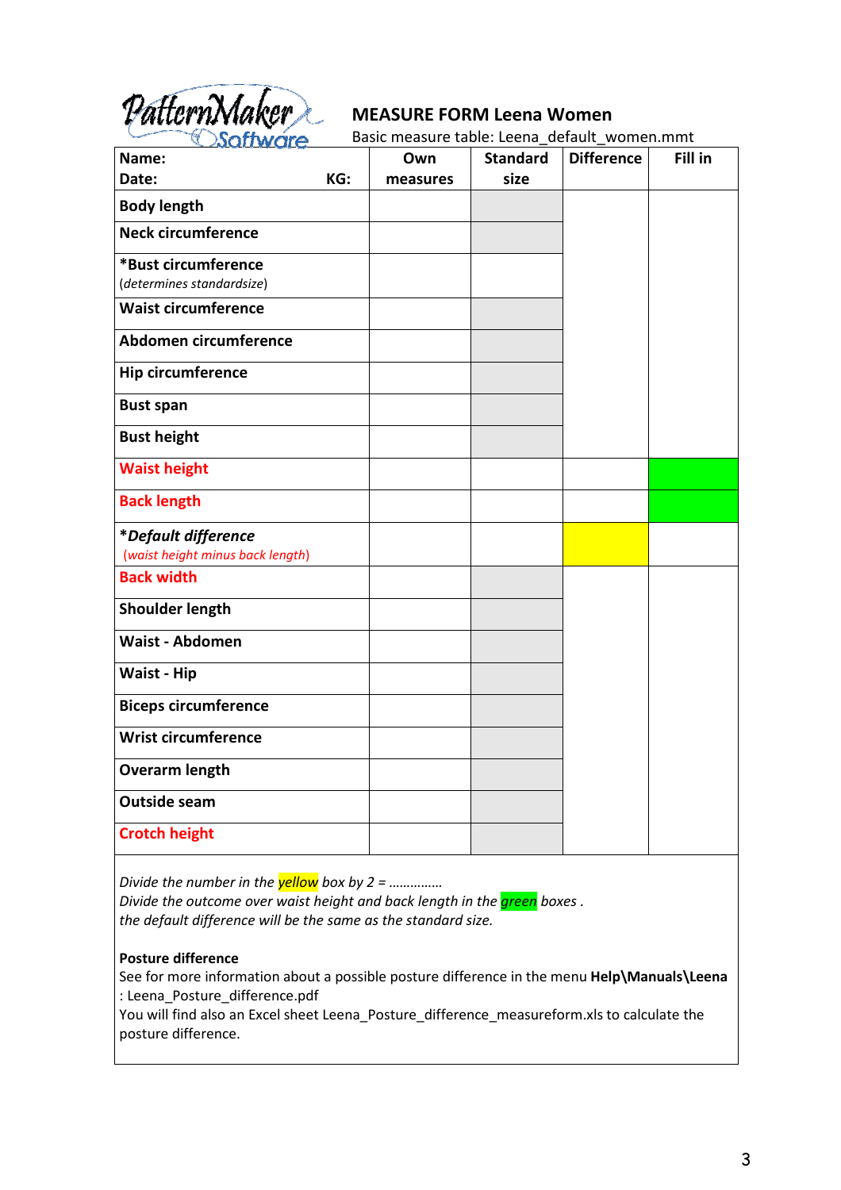PatternMaker Software

# MEASURE FORM Leena Women

Basic measure table: Leena_default_women.mmt

| Name:<br>Date: KG: | Own measures | Standard size | Difference | Fill in |
|---|---|---|---|---|
| **Body length** | | | | |
| **Neck circumference** | | | | |
| **\*Bust circumference**<br>(*determines standardsize*) | | | | |
| **Waist circumference** | | | | |
| **Abdomen circumference** | | | | |
| **Hip circumference** | | | | |
| **Bust span** | | | | |
| **Bust height** | | | | |
| **Waist height** | | | | |
| **Back length** | | | | |
| ***\*Default difference***<br>(*waist height minus back length*) | | | | |
| **Back width** | | | | |
| **Shoulder length** | | | | |
| **Waist - Abdomen** | | | | |
| **Waist - Hip** | | | | |
| **Biceps circumference** | | | | |
| **Wrist circumference** | | | | |
| **Overarm length** | | | | |
| **Outside seam** | | | | |
| **Crotch height** | | | | |

*Divide the number in the yellow box by 2 = ……………*
*Divide the outcome over waist height and back length in the green boxes .*
*the default difference will be the same as the standard size.*

**Posture difference**
See for more information about a possible posture difference in the menu **Help\Manuals\Leena** : Leena_Posture_difference.pdf
You will find also an Excel sheet Leena_Posture_difference_measureform.xls to calculate the posture difference.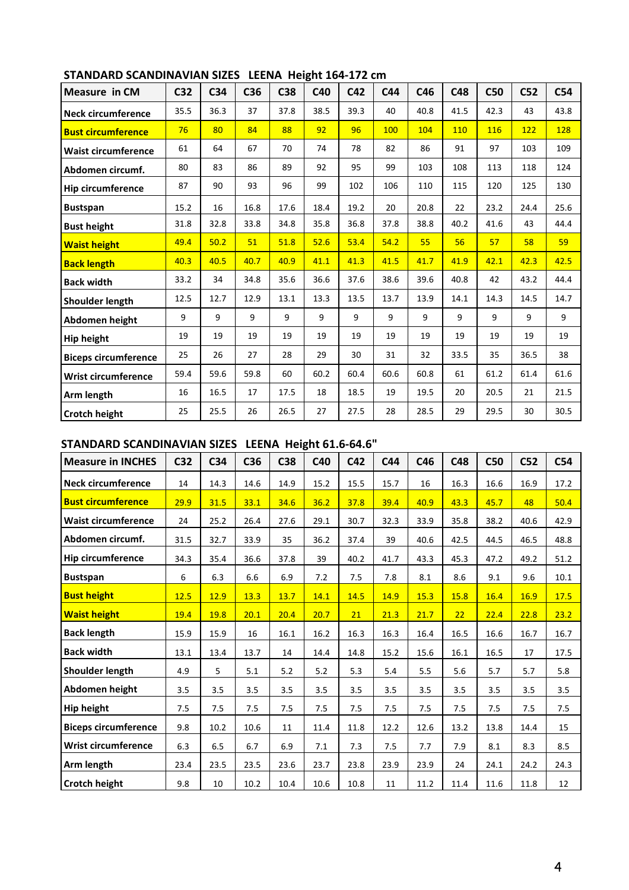## STANDARD SCANDINAVIAN SIZES LEENA Height 164-172 cm

| Measure in CM | C32 | C34 | C36 | C38 | C40 | C42 | C44 | C46 | C48 | C50 | C52 | C54 |
|---|---|---|---|---|---|---|---|---|---|---|---|---|
| Neck circumference | 35.5 | 36.3 | 37 | 37.8 | 38.5 | 39.3 | 40 | 40.8 | 41.5 | 42.3 | 43 | 43.8 |
| Bust circumference | 76 | 80 | 84 | 88 | 92 | 96 | 100 | 104 | 110 | 116 | 122 | 128 |
| Waist circumference | 61 | 64 | 67 | 70 | 74 | 78 | 82 | 86 | 91 | 97 | 103 | 109 |
| Abdomen circumf. | 80 | 83 | 86 | 89 | 92 | 95 | 99 | 103 | 108 | 113 | 118 | 124 |
| Hip circumference | 87 | 90 | 93 | 96 | 99 | 102 | 106 | 110 | 115 | 120 | 125 | 130 |
| Bustspan | 15.2 | 16 | 16.8 | 17.6 | 18.4 | 19.2 | 20 | 20.8 | 22 | 23.2 | 24.4 | 25.6 |
| Bust height | 31.8 | 32.8 | 33.8 | 34.8 | 35.8 | 36.8 | 37.8 | 38.8 | 40.2 | 41.6 | 43 | 44.4 |
| Waist height | 49.4 | 50.2 | 51 | 51.8 | 52.6 | 53.4 | 54.2 | 55 | 56 | 57 | 58 | 59 |
| Back length | 40.3 | 40.5 | 40.7 | 40.9 | 41.1 | 41.3 | 41.5 | 41.7 | 41.9 | 42.1 | 42.3 | 42.5 |
| Back width | 33.2 | 34 | 34.8 | 35.6 | 36.6 | 37.6 | 38.6 | 39.6 | 40.8 | 42 | 43.2 | 44.4 |
| Shoulder length | 12.5 | 12.7 | 12.9 | 13.1 | 13.3 | 13.5 | 13.7 | 13.9 | 14.1 | 14.3 | 14.5 | 14.7 |
| Abdomen height | 9 | 9 | 9 | 9 | 9 | 9 | 9 | 9 | 9 | 9 | 9 | 9 |
| Hip height | 19 | 19 | 19 | 19 | 19 | 19 | 19 | 19 | 19 | 19 | 19 | 19 |
| Biceps circumference | 25 | 26 | 27 | 28 | 29 | 30 | 31 | 32 | 33.5 | 35 | 36.5 | 38 |
| Wrist circumference | 59.4 | 59.6 | 59.8 | 60 | 60.2 | 60.4 | 60.6 | 60.8 | 61 | 61.2 | 61.4 | 61.6 |
| Arm length | 16 | 16.5 | 17 | 17.5 | 18 | 18.5 | 19 | 19.5 | 20 | 20.5 | 21 | 21.5 |
| Crotch height | 25 | 25.5 | 26 | 26.5 | 27 | 27.5 | 28 | 28.5 | 29 | 29.5 | 30 | 30.5 |

## STANDARD SCANDINAVIAN SIZES LEENA Height 61.6-64.6"

| Measure in INCHES | C32 | C34 | C36 | C38 | C40 | C42 | C44 | C46 | C48 | C50 | C52 | C54 |
|---|---|---|---|---|---|---|---|---|---|---|---|---|
| Neck circumference | 14 | 14.3 | 14.6 | 14.9 | 15.2 | 15.5 | 15.7 | 16 | 16.3 | 16.6 | 16.9 | 17.2 |
| Bust circumference | 29.9 | 31.5 | 33.1 | 34.6 | 36.2 | 37.8 | 39.4 | 40.9 | 43.3 | 45.7 | 48 | 50.4 |
| Waist circumference | 24 | 25.2 | 26.4 | 27.6 | 29.1 | 30.7 | 32.3 | 33.9 | 35.8 | 38.2 | 40.6 | 42.9 |
| Abdomen circumf. | 31.5 | 32.7 | 33.9 | 35 | 36.2 | 37.4 | 39 | 40.6 | 42.5 | 44.5 | 46.5 | 48.8 |
| Hip circumference | 34.3 | 35.4 | 36.6 | 37.8 | 39 | 40.2 | 41.7 | 43.3 | 45.3 | 47.2 | 49.2 | 51.2 |
| Bustspan | 6 | 6.3 | 6.6 | 6.9 | 7.2 | 7.5 | 7.8 | 8.1 | 8.6 | 9.1 | 9.6 | 10.1 |
| Bust height | 12.5 | 12.9 | 13.3 | 13.7 | 14.1 | 14.5 | 14.9 | 15.3 | 15.8 | 16.4 | 16.9 | 17.5 |
| Waist height | 19.4 | 19.8 | 20.1 | 20.4 | 20.7 | 21 | 21.3 | 21.7 | 22 | 22.4 | 22.8 | 23.2 |
| Back length | 15.9 | 15.9 | 16 | 16.1 | 16.2 | 16.3 | 16.3 | 16.4 | 16.5 | 16.6 | 16.7 | 16.7 |
| Back width | 13.1 | 13.4 | 13.7 | 14 | 14.4 | 14.8 | 15.2 | 15.6 | 16.1 | 16.5 | 17 | 17.5 |
| Shoulder length | 4.9 | 5 | 5.1 | 5.2 | 5.2 | 5.3 | 5.4 | 5.5 | 5.6 | 5.7 | 5.7 | 5.8 |
| Abdomen height | 3.5 | 3.5 | 3.5 | 3.5 | 3.5 | 3.5 | 3.5 | 3.5 | 3.5 | 3.5 | 3.5 | 3.5 |
| Hip height | 7.5 | 7.5 | 7.5 | 7.5 | 7.5 | 7.5 | 7.5 | 7.5 | 7.5 | 7.5 | 7.5 | 7.5 |
| Biceps circumference | 9.8 | 10.2 | 10.6 | 11 | 11.4 | 11.8 | 12.2 | 12.6 | 13.2 | 13.8 | 14.4 | 15 |
| Wrist circumference | 6.3 | 6.5 | 6.7 | 6.9 | 7.1 | 7.3 | 7.5 | 7.7 | 7.9 | 8.1 | 8.3 | 8.5 |
| Arm length | 23.4 | 23.5 | 23.5 | 23.6 | 23.7 | 23.8 | 23.9 | 23.9 | 24 | 24.1 | 24.2 | 24.3 |
| Crotch height | 9.8 | 10 | 10.2 | 10.4 | 10.6 | 10.8 | 11 | 11.2 | 11.4 | 11.6 | 11.8 | 12 |